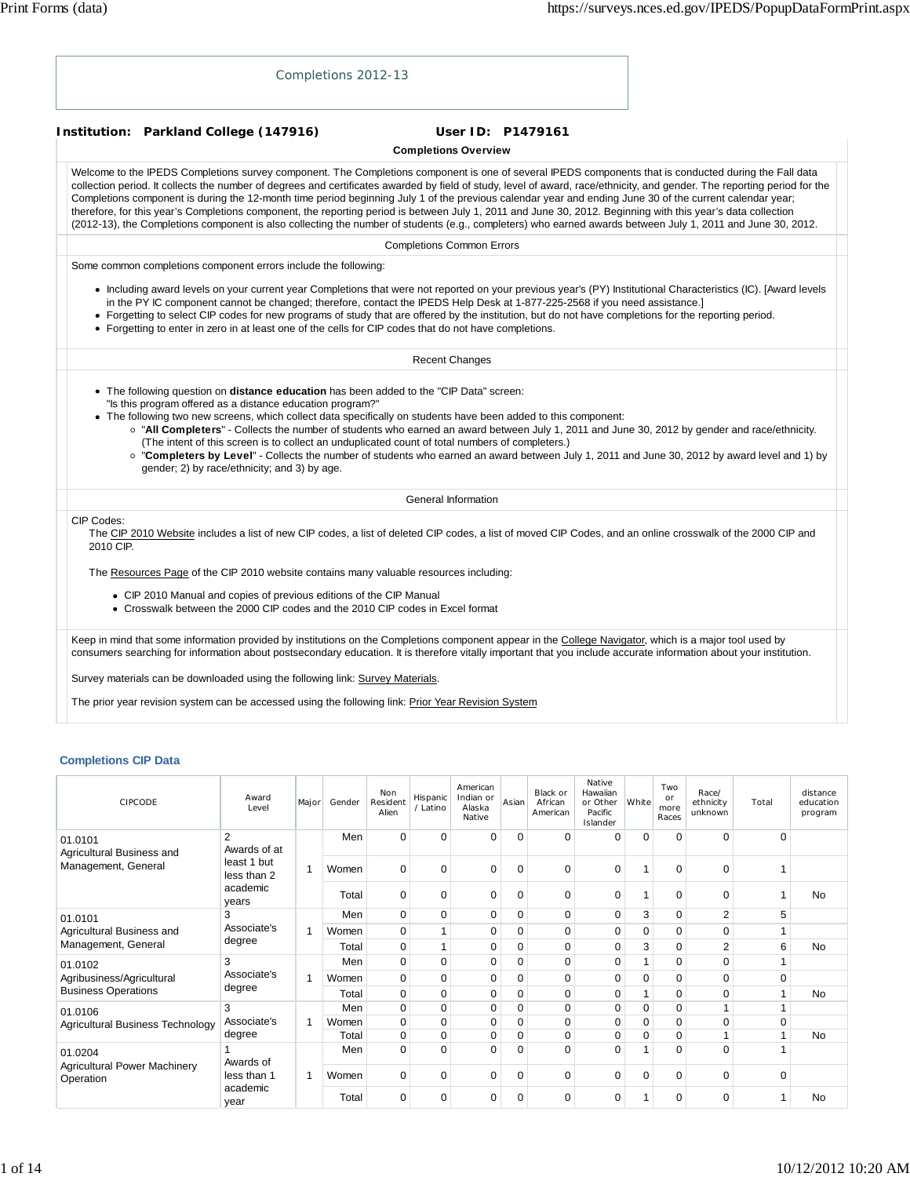## Completions 2012-13

**Institution: Parkland College (147916)** **User ID: P1479161**

### Completions Overview

Welcome to the IPEDS Completions survey component. The Completions component is one of several IPEDS components that is conducted during the Fall data collection period. It collects the number of degrees and certificates awarded by field of study, level of award, race/ethnicity, and gender. The reporting period for the Completions component is during the 12-month time period beginning July 1 of the previous calendar year and ending June 30 of the current calendar year; therefore, for this year's Completions component, the reporting period is between July 1, 2011 and June 30, 2012. Beginning with this year's data collection (2012-13), the Completions component is also collecting the number of students (e.g., completers) who earned awards between July 1, 2011 and June 30, 2012.

### Completions Common Errors

Some common completions component errors include the following:

- Including award levels on your current year Completions that were not reported on your previous year's (PY) Institutional Characteristics (IC). [Award levels in the PY IC component cannot be changed; therefore, contact the IPEDS Help Desk at 1-877-225-2568 if you need assistance.]
- Forgetting to select CIP codes for new programs of study that are offered by the institution, but do not have completions for the reporting period.
- Forgetting to enter in zero in at least one of the cells for CIP codes that do not have completions.

### Recent Changes

- The following question on **distance education** has been added to the "CIP Data" screen:
  "Is this program offered as a distance education program?"
- The following two new screens, which collect data specifically on students have been added to this component:
  - "**All Completers**" - Collects the number of students who earned an award between July 1, 2011 and June 30, 2012 by gender and race/ethnicity. (The intent of this screen is to collect an unduplicated count of total numbers of completers.)
  - "**Completers by Level**" - Collects the number of students who earned an award between July 1, 2011 and June 30, 2012 by award level and 1) by gender; 2) by race/ethnicity; and 3) by age.

### General Information

CIP Codes:
The CIP 2010 Website includes a list of new CIP codes, a list of deleted CIP codes, a list of moved CIP Codes, and an online crosswalk of the 2000 CIP and 2010 CIP.

The Resources Page of the CIP 2010 website contains many valuable resources including:

- CIP 2010 Manual and copies of previous editions of the CIP Manual
- Crosswalk between the 2000 CIP codes and the 2010 CIP codes in Excel format

Keep in mind that some information provided by institutions on the Completions component appear in the College Navigator, which is a major tool used by consumers searching for information about postsecondary education. It is therefore vitally important that you include accurate information about your institution.

Survey materials can be downloaded using the following link: Survey Materials.

The prior year revision system can be accessed using the following link: Prior Year Revision System

### Completions CIP Data

| CIPCODE | Award Level | Major | Gender | Non Resident Alien | Hispanic / Latino | American Indian or Alaska Native | Asian | Black or African American | Native Hawaiian or Other Pacific Islander | White | Two or more Races | Race/ ethnicity unknown | Total | distance education program |
|---|---|---|---|---|---|---|---|---|---|---|---|---|---|---|
| 01.0101 Agricultural Business and Management, General | 2 Awards of at least 1 but less than 2 academic years | 1 | Men | 0 | 0 | 0 | 0 | 0 | 0 | 0 | 0 | 0 | 0 | |
| | | | Women | 0 | 0 | 0 | 0 | 0 | 0 | 1 | 0 | 0 | 1 | |
| | | | Total | 0 | 0 | 0 | 0 | 0 | 0 | 1 | 0 | 0 | 1 | No |
| 01.0101 Agricultural Business and Management, General | 3 Associate's degree | 1 | Men | 0 | 0 | 0 | 0 | 0 | 0 | 3 | 0 | 2 | 5 | |
| | | | Women | 0 | 1 | 0 | 0 | 0 | 0 | 0 | 0 | 0 | 1 | |
| | | | Total | 0 | 1 | 0 | 0 | 0 | 0 | 3 | 0 | 2 | 6 | No |
| 01.0102 Agribusiness/Agricultural Business Operations | 3 Associate's degree | 1 | Men | 0 | 0 | 0 | 0 | 0 | 0 | 1 | 0 | 0 | 1 | |
| | | | Women | 0 | 0 | 0 | 0 | 0 | 0 | 0 | 0 | 0 | 0 | |
| | | | Total | 0 | 0 | 0 | 0 | 0 | 0 | 1 | 0 | 0 | 1 | No |
| 01.0106 Agricultural Business Technology | 3 Associate's degree | 1 | Men | 0 | 0 | 0 | 0 | 0 | 0 | 0 | 0 | 1 | 1 | |
| | | | Women | 0 | 0 | 0 | 0 | 0 | 0 | 0 | 0 | 0 | 0 | |
| | | | Total | 0 | 0 | 0 | 0 | 0 | 0 | 0 | 0 | 1 | 1 | No |
| 01.0204 Agricultural Power Machinery Operation | 1 Awards of less than 1 academic year | 1 | Men | 0 | 0 | 0 | 0 | 0 | 0 | 1 | 0 | 0 | 1 | |
| | | | Women | 0 | 0 | 0 | 0 | 0 | 0 | 0 | 0 | 0 | 0 | |
| | | | Total | 0 | 0 | 0 | 0 | 0 | 0 | 1 | 0 | 0 | 1 | No |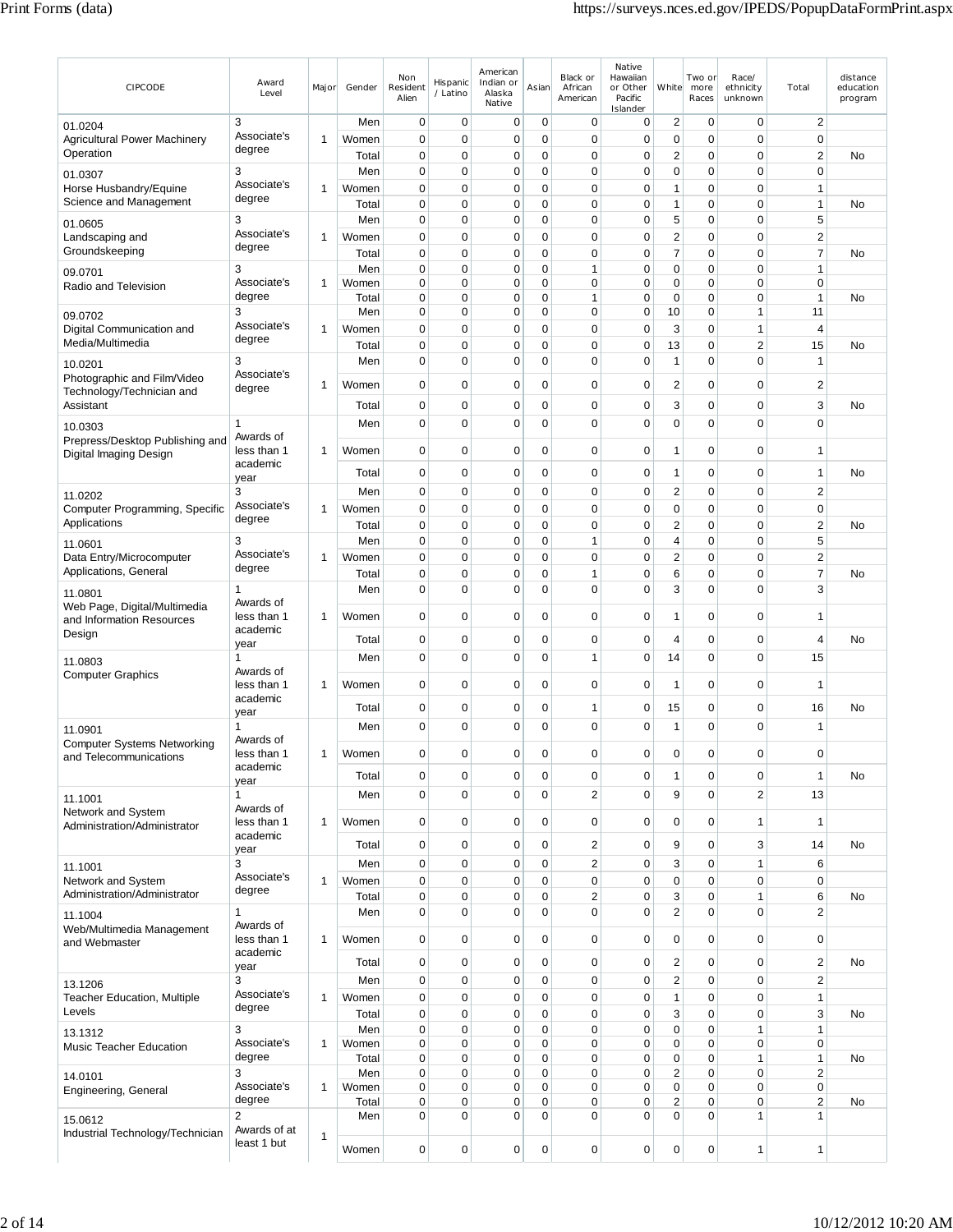| CIPCODE | Award Level | Major | Gender | Non Resident Alien | Hispanic / Latino | American Indian or Alaska Native | Asian | Black or African American | Native Hawaiian or Other Pacific Islander | White | Two or more Races | Race/ ethnicity unknown | Total | distance education program |
|---|---|---|---|---|---|---|---|---|---|---|---|---|---|---|
| 01.0204 Agricultural Power Machinery Operation | 3 Associate's degree | 1 | Men | 0 | 0 | 0 | 0 | 0 | 0 | 2 | 0 | 0 | 2 | |
| | | | Women | 0 | 0 | 0 | 0 | 0 | 0 | 0 | 0 | 0 | 0 | |
| | | | Total | 0 | 0 | 0 | 0 | 0 | 0 | 2 | 0 | 0 | 2 | No |
| 01.0307 Horse Husbandry/Equine Science and Management | 3 Associate's degree | 1 | Men | 0 | 0 | 0 | 0 | 0 | 0 | 0 | 0 | 0 | 0 | |
| | | | Women | 0 | 0 | 0 | 0 | 0 | 0 | 1 | 0 | 0 | 1 | |
| | | | Total | 0 | 0 | 0 | 0 | 0 | 0 | 1 | 0 | 0 | 1 | No |
| 01.0605 Landscaping and Groundskeeping | 3 Associate's degree | 1 | Men | 0 | 0 | 0 | 0 | 0 | 0 | 5 | 0 | 0 | 5 | |
| | | | Women | 0 | 0 | 0 | 0 | 0 | 0 | 2 | 0 | 0 | 2 | |
| | | | Total | 0 | 0 | 0 | 0 | 0 | 0 | 7 | 0 | 0 | 7 | No |
| 09.0701 Radio and Television | 3 Associate's degree | 1 | Men | 0 | 0 | 0 | 0 | 1 | 0 | 0 | 0 | 0 | 1 | |
| | | | Women | 0 | 0 | 0 | 0 | 0 | 0 | 0 | 0 | 0 | 0 | |
| | | | Total | 0 | 0 | 0 | 0 | 1 | 0 | 0 | 0 | 0 | 1 | No |
| 09.0702 Digital Communication and Media/Multimedia | 3 Associate's degree | 1 | Men | 0 | 0 | 0 | 0 | 0 | 0 | 10 | 0 | 1 | 11 | |
| | | | Women | 0 | 0 | 0 | 0 | 0 | 0 | 3 | 0 | 1 | 4 | |
| | | | Total | 0 | 0 | 0 | 0 | 0 | 0 | 13 | 0 | 2 | 15 | No |
| 10.0201 Photographic and Film/Video Technology/Technician and Assistant | 3 Associate's degree | 1 | Men | 0 | 0 | 0 | 0 | 0 | 0 | 1 | 0 | 0 | 1 | |
| | | | Women | 0 | 0 | 0 | 0 | 0 | 0 | 2 | 0 | 0 | 2 | |
| | | | Total | 0 | 0 | 0 | 0 | 0 | 0 | 3 | 0 | 0 | 3 | No |
| 10.0303 Prepress/Desktop Publishing and Digital Imaging Design | 1 Awards of less than 1 academic year | 1 | Men | 0 | 0 | 0 | 0 | 0 | 0 | 0 | 0 | 0 | 0 | |
| | | | Women | 0 | 0 | 0 | 0 | 0 | 0 | 1 | 0 | 0 | 1 | |
| | | | Total | 0 | 0 | 0 | 0 | 0 | 0 | 1 | 0 | 0 | 1 | No |
| 11.0202 Computer Programming, Specific Applications | 3 Associate's degree | 1 | Men | 0 | 0 | 0 | 0 | 0 | 0 | 2 | 0 | 0 | 2 | |
| | | | Women | 0 | 0 | 0 | 0 | 0 | 0 | 0 | 0 | 0 | 0 | |
| | | | Total | 0 | 0 | 0 | 0 | 0 | 0 | 2 | 0 | 0 | 2 | No |
| 11.0601 Data Entry/Microcomputer Applications, General | 3 Associate's degree | 1 | Men | 0 | 0 | 0 | 0 | 1 | 0 | 4 | 0 | 0 | 5 | |
| | | | Women | 0 | 0 | 0 | 0 | 0 | 0 | 2 | 0 | 0 | 2 | |
| | | | Total | 0 | 0 | 0 | 0 | 1 | 0 | 6 | 0 | 0 | 7 | No |
| 11.0801 Web Page, Digital/Multimedia and Information Resources Design | 1 Awards of less than 1 academic year | 1 | Men | 0 | 0 | 0 | 0 | 0 | 0 | 3 | 0 | 0 | 3 | |
| | | | Women | 0 | 0 | 0 | 0 | 0 | 0 | 1 | 0 | 0 | 1 | |
| | | | Total | 0 | 0 | 0 | 0 | 0 | 0 | 4 | 0 | 0 | 4 | No |
| 11.0803 Computer Graphics | 1 Awards of less than 1 academic year | 1 | Men | 0 | 0 | 0 | 0 | 1 | 0 | 14 | 0 | 0 | 15 | |
| | | | Women | 0 | 0 | 0 | 0 | 0 | 0 | 1 | 0 | 0 | 1 | |
| | | | Total | 0 | 0 | 0 | 0 | 1 | 0 | 15 | 0 | 0 | 16 | No |
| 11.0901 Computer Systems Networking and Telecommunications | 1 Awards of less than 1 academic year | 1 | Men | 0 | 0 | 0 | 0 | 0 | 0 | 1 | 0 | 0 | 1 | |
| | | | Women | 0 | 0 | 0 | 0 | 0 | 0 | 0 | 0 | 0 | 0 | |
| | | | Total | 0 | 0 | 0 | 0 | 0 | 0 | 1 | 0 | 0 | 1 | No |
| 11.1001 Network and System Administration/Administrator | 1 Awards of less than 1 academic year | 1 | Men | 0 | 0 | 0 | 0 | 2 | 0 | 9 | 0 | 2 | 13 | |
| | | | Women | 0 | 0 | 0 | 0 | 0 | 0 | 0 | 0 | 1 | 1 | |
| | | | Total | 0 | 0 | 0 | 0 | 2 | 0 | 9 | 0 | 3 | 14 | No |
| 11.1001 Network and System Administration/Administrator | 3 Associate's degree | 1 | Men | 0 | 0 | 0 | 0 | 2 | 0 | 3 | 0 | 1 | 6 | |
| | | | Women | 0 | 0 | 0 | 0 | 0 | 0 | 0 | 0 | 0 | 0 | |
| | | | Total | 0 | 0 | 0 | 0 | 2 | 0 | 3 | 0 | 1 | 6 | No |
| 11.1004 Web/Multimedia Management and Webmaster | 1 Awards of less than 1 academic year | 1 | Men | 0 | 0 | 0 | 0 | 0 | 0 | 2 | 0 | 0 | 2 | |
| | | | Women | 0 | 0 | 0 | 0 | 0 | 0 | 0 | 0 | 0 | 0 | |
| | | | Total | 0 | 0 | 0 | 0 | 0 | 0 | 2 | 0 | 0 | 2 | No |
| 13.1206 Teacher Education, Multiple Levels | 3 Associate's degree | 1 | Men | 0 | 0 | 0 | 0 | 0 | 0 | 2 | 0 | 0 | 2 | |
| | | | Women | 0 | 0 | 0 | 0 | 0 | 0 | 1 | 0 | 0 | 1 | |
| | | | Total | 0 | 0 | 0 | 0 | 0 | 0 | 3 | 0 | 0 | 3 | No |
| 13.1312 Music Teacher Education | 3 Associate's degree | 1 | Men | 0 | 0 | 0 | 0 | 0 | 0 | 0 | 0 | 1 | 1 | |
| | | | Women | 0 | 0 | 0 | 0 | 0 | 0 | 0 | 0 | 0 | 0 | |
| | | | Total | 0 | 0 | 0 | 0 | 0 | 0 | 0 | 0 | 1 | 1 | No |
| 14.0101 Engineering, General | 3 Associate's degree | 1 | Men | 0 | 0 | 0 | 0 | 0 | 0 | 2 | 0 | 0 | 2 | |
| | | | Women | 0 | 0 | 0 | 0 | 0 | 0 | 0 | 0 | 0 | 0 | |
| | | | Total | 0 | 0 | 0 | 0 | 0 | 0 | 2 | 0 | 0 | 2 | No |
| 15.0612 Industrial Technology/Technician | 2 Awards of at least 1 but | 1 | Men | 0 | 0 | 0 | 0 | 0 | 0 | 0 | 0 | 1 | 1 | |
| | | | Women | 0 | 0 | 0 | 0 | 0 | 0 | 0 | 0 | 1 | 1 | |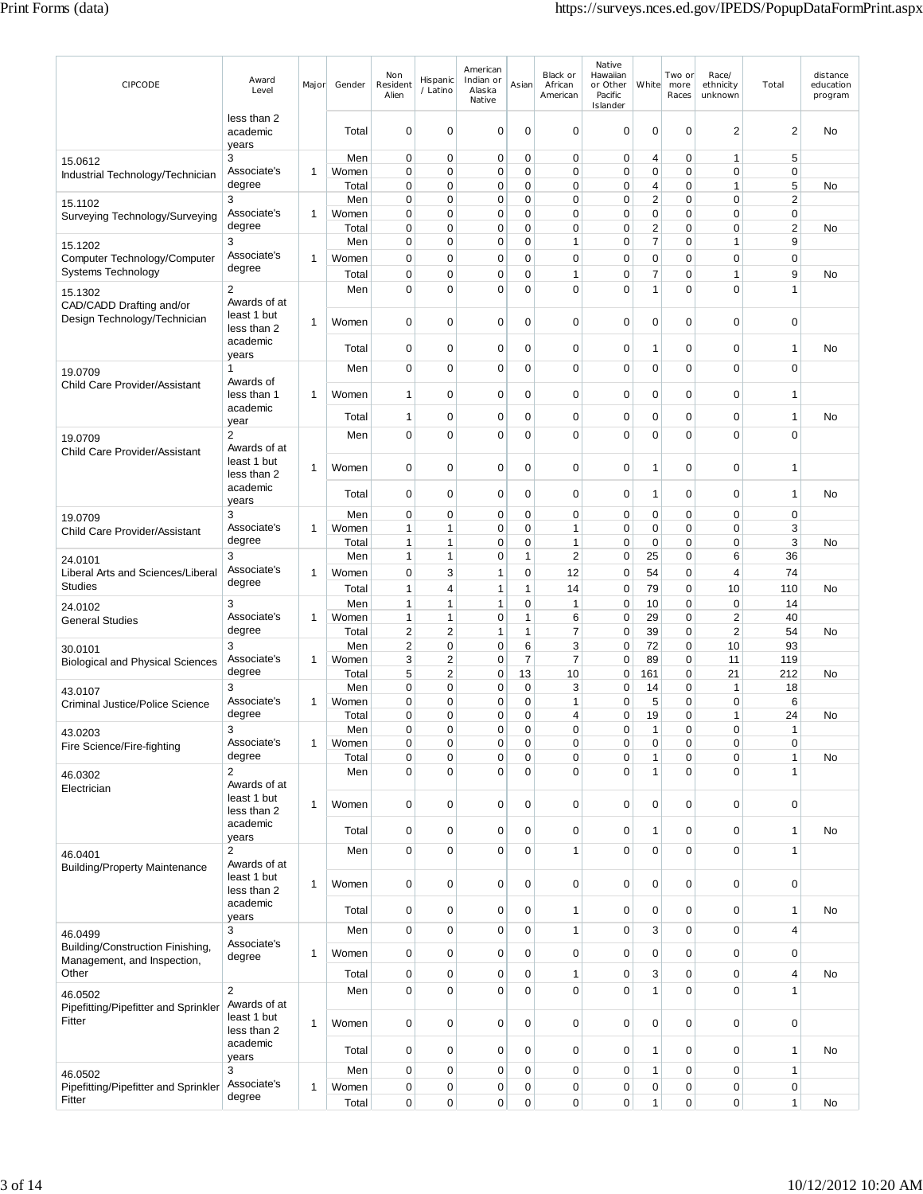| CIPCODE | Award Level | Major | Gender | Non Resident Alien | Hispanic / Latino | American Indian or Alaska Native | Asian | Black or African American | Native Hawaiian or Other Pacific Islander | White | Two or more Races | Race/ ethnicity unknown | Total | distance education program |
|---|---|---|---|---|---|---|---|---|---|---|---|---|---|---|
| | less than 2 academic years | | Total | 0 | 0 | 0 | 0 | 0 | 0 | 0 | 0 | 2 | 2 | No |
| 15.0612 Industrial Technology/Technician | 3 Associate's degree | 1 | Men | 0 | 0 | 0 | 0 | 0 | 0 | 4 | 0 | 1 | 5 | |
| | | | Women | 0 | 0 | 0 | 0 | 0 | 0 | 0 | 0 | 0 | 0 | |
| | | | Total | 0 | 0 | 0 | 0 | 0 | 0 | 4 | 0 | 1 | 5 | No |
| 15.1102 Surveying Technology/Surveying | 3 Associate's degree | 1 | Men | 0 | 0 | 0 | 0 | 0 | 0 | 2 | 0 | 0 | 2 | |
| | | | Women | 0 | 0 | 0 | 0 | 0 | 0 | 0 | 0 | 0 | 0 | |
| | | | Total | 0 | 0 | 0 | 0 | 0 | 0 | 2 | 0 | 0 | 2 | No |
| 15.1202 Computer Technology/Computer Systems Technology | 3 Associate's degree | 1 | Men | 0 | 0 | 0 | 0 | 1 | 0 | 7 | 0 | 1 | 9 | |
| | | | Women | 0 | 0 | 0 | 0 | 0 | 0 | 0 | 0 | 0 | 0 | |
| | | | Total | 0 | 0 | 0 | 0 | 1 | 0 | 7 | 0 | 1 | 9 | No |
| 15.1302 CAD/CADD Drafting and/or Design Technology/Technician | 2 Awards of at least 1 but less than 2 academic years | 1 | Men | 0 | 0 | 0 | 0 | 0 | 0 | 1 | 0 | 0 | 1 | |
| | | | Women | 0 | 0 | 0 | 0 | 0 | 0 | 0 | 0 | 0 | 0 | |
| | | | Total | 0 | 0 | 0 | 0 | 0 | 0 | 1 | 0 | 0 | 1 | No |
| 19.0709 Child Care Provider/Assistant | 1 Awards of less than 1 academic year | 1 | Men | 0 | 0 | 0 | 0 | 0 | 0 | 0 | 0 | 0 | 0 | |
| | | | Women | 1 | 0 | 0 | 0 | 0 | 0 | 0 | 0 | 0 | 1 | |
| | | | Total | 1 | 0 | 0 | 0 | 0 | 0 | 0 | 0 | 0 | 1 | No |
| 19.0709 Child Care Provider/Assistant | 2 Awards of at least 1 but less than 2 academic years | 1 | Men | 0 | 0 | 0 | 0 | 0 | 0 | 0 | 0 | 0 | 0 | |
| | | | Women | 0 | 0 | 0 | 0 | 0 | 0 | 1 | 0 | 0 | 1 | |
| | | | Total | 0 | 0 | 0 | 0 | 0 | 0 | 1 | 0 | 0 | 1 | No |
| 19.0709 Child Care Provider/Assistant | 3 Associate's degree | 1 | Men | 0 | 0 | 0 | 0 | 0 | 0 | 0 | 0 | 0 | 0 | |
| | | | Women | 1 | 1 | 0 | 0 | 1 | 0 | 0 | 0 | 0 | 3 | |
| | | | Total | 1 | 1 | 0 | 0 | 1 | 0 | 0 | 0 | 0 | 3 | No |
| 24.0101 Liberal Arts and Sciences/Liberal Studies | 3 Associate's degree | 1 | Men | 1 | 1 | 0 | 1 | 2 | 0 | 25 | 0 | 6 | 36 | |
| | | | Women | 0 | 3 | 1 | 0 | 12 | 0 | 54 | 0 | 4 | 74 | |
| | | | Total | 1 | 4 | 1 | 1 | 14 | 0 | 79 | 0 | 10 | 110 | No |
| 24.0102 General Studies | 3 Associate's degree | 1 | Men | 1 | 1 | 1 | 0 | 1 | 0 | 10 | 0 | 0 | 14 | |
| | | | Women | 1 | 1 | 0 | 1 | 6 | 0 | 29 | 0 | 2 | 40 | |
| | | | Total | 2 | 2 | 1 | 1 | 7 | 0 | 39 | 0 | 2 | 54 | No |
| 30.0101 Biological and Physical Sciences | 3 Associate's degree | 1 | Men | 2 | 0 | 0 | 6 | 3 | 0 | 72 | 0 | 10 | 93 | |
| | | | Women | 3 | 2 | 0 | 7 | 7 | 0 | 89 | 0 | 11 | 119 | |
| | | | Total | 5 | 2 | 0 | 13 | 10 | 0 | 161 | 0 | 21 | 212 | No |
| 43.0107 Criminal Justice/Police Science | 3 Associate's degree | 1 | Men | 0 | 0 | 0 | 0 | 3 | 0 | 14 | 0 | 1 | 18 | |
| | | | Women | 0 | 0 | 0 | 0 | 1 | 0 | 5 | 0 | 0 | 6 | |
| | | | Total | 0 | 0 | 0 | 0 | 4 | 0 | 19 | 0 | 1 | 24 | No |
| 43.0203 Fire Science/Fire-fighting | 3 Associate's degree | 1 | Men | 0 | 0 | 0 | 0 | 0 | 0 | 1 | 0 | 0 | 1 | |
| | | | Women | 0 | 0 | 0 | 0 | 0 | 0 | 0 | 0 | 0 | 0 | |
| | | | Total | 0 | 0 | 0 | 0 | 0 | 0 | 1 | 0 | 0 | 1 | No |
| 46.0302 Electrician | 2 Awards of at least 1 but less than 2 academic years | 1 | Men | 0 | 0 | 0 | 0 | 0 | 0 | 1 | 0 | 0 | 1 | |
| | | | Women | 0 | 0 | 0 | 0 | 0 | 0 | 0 | 0 | 0 | 0 | |
| | | | Total | 0 | 0 | 0 | 0 | 0 | 0 | 1 | 0 | 0 | 1 | No |
| 46.0401 Building/Property Maintenance | 2 Awards of at least 1 but less than 2 academic years | 1 | Men | 0 | 0 | 0 | 0 | 1 | 0 | 0 | 0 | 0 | 1 | |
| | | | Women | 0 | 0 | 0 | 0 | 0 | 0 | 0 | 0 | 0 | 0 | |
| | | | Total | 0 | 0 | 0 | 0 | 1 | 0 | 0 | 0 | 0 | 1 | No |
| 46.0499 Building/Construction Finishing, Management, and Inspection, Other | 3 Associate's degree | 1 | Men | 0 | 0 | 0 | 0 | 1 | 0 | 3 | 0 | 0 | 4 | |
| | | | Women | 0 | 0 | 0 | 0 | 0 | 0 | 0 | 0 | 0 | 0 | |
| | | | Total | 0 | 0 | 0 | 0 | 1 | 0 | 3 | 0 | 0 | 4 | No |
| 46.0502 Pipefitting/Pipefitter and Sprinkler Fitter | 2 Awards of at least 1 but less than 2 academic years | 1 | Men | 0 | 0 | 0 | 0 | 0 | 0 | 1 | 0 | 0 | 1 | |
| | | | Women | 0 | 0 | 0 | 0 | 0 | 0 | 0 | 0 | 0 | 0 | |
| | | | Total | 0 | 0 | 0 | 0 | 0 | 0 | 1 | 0 | 0 | 1 | No |
| 46.0502 Pipefitting/Pipefitter and Sprinkler Fitter | 3 Associate's degree | 1 | Men | 0 | 0 | 0 | 0 | 0 | 0 | 1 | 0 | 0 | 1 | |
| | | | Women | 0 | 0 | 0 | 0 | 0 | 0 | 0 | 0 | 0 | 0 | |
| | | | Total | 0 | 0 | 0 | 0 | 0 | 0 | 1 | 0 | 0 | 1 | No |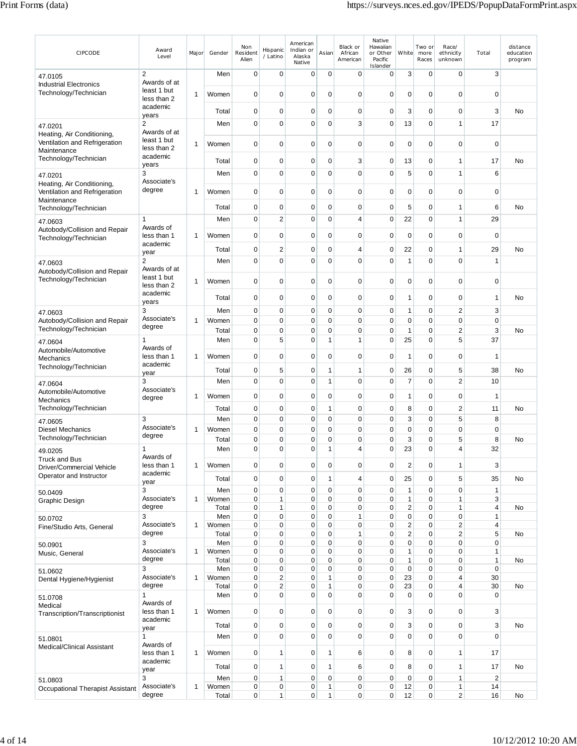| CIPCODE | Award Level | Major | Gender | Non Resident Alien | Hispanic / Latino | American Indian or Alaska Native | Asian | Black or African American | Native Hawaiian or Other Pacific Islander | White | Two or more Races | Race/ ethnicity unknown | Total | distance education program |
|---|---|---|---|---|---|---|---|---|---|---|---|---|---|---|
| 47.0105 Industrial Electronics Technology/Technician | 2 Awards of at least 1 but less than 2 academic years | 1 | Men | 0 | 0 | 0 | 0 | 0 | 0 | 3 | 0 | 0 | 3 | |
| | | | Women | 0 | 0 | 0 | 0 | 0 | 0 | 0 | 0 | 0 | 0 | |
| | | | Total | 0 | 0 | 0 | 0 | 0 | 0 | 3 | 0 | 0 | 3 | No |
| 47.0201 Heating, Air Conditioning, Ventilation and Refrigeration Maintenance Technology/Technician | 2 Awards of at least 1 but less than 2 academic years | 1 | Men | 0 | 0 | 0 | 0 | 3 | 0 | 13 | 0 | 1 | 17 | |
| | | | Women | 0 | 0 | 0 | 0 | 0 | 0 | 0 | 0 | 0 | 0 | |
| | | | Total | 0 | 0 | 0 | 0 | 3 | 0 | 13 | 0 | 1 | 17 | No |
| 47.0201 Heating, Air Conditioning, Ventilation and Refrigeration Maintenance Technology/Technician | 3 Associate's degree | 1 | Men | 0 | 0 | 0 | 0 | 0 | 0 | 5 | 0 | 1 | 6 | |
| | | | Women | 0 | 0 | 0 | 0 | 0 | 0 | 0 | 0 | 0 | 0 | |
| | | | Total | 0 | 0 | 0 | 0 | 0 | 0 | 5 | 0 | 1 | 6 | No |
| 47.0603 Autobody/Collision and Repair Technology/Technician | 1 Awards of less than 1 academic year | 1 | Men | 0 | 2 | 0 | 0 | 4 | 0 | 22 | 0 | 1 | 29 | |
| | | | Women | 0 | 0 | 0 | 0 | 0 | 0 | 0 | 0 | 0 | 0 | |
| | | | Total | 0 | 2 | 0 | 0 | 4 | 0 | 22 | 0 | 1 | 29 | No |
| 47.0603 Autobody/Collision and Repair Technology/Technician | 2 Awards of at least 1 but less than 2 academic years | 1 | Men | 0 | 0 | 0 | 0 | 0 | 0 | 1 | 0 | 0 | 1 | |
| | | | Women | 0 | 0 | 0 | 0 | 0 | 0 | 0 | 0 | 0 | 0 | |
| | | | Total | 0 | 0 | 0 | 0 | 0 | 0 | 1 | 0 | 0 | 1 | No |
| 47.0603 Autobody/Collision and Repair Technology/Technician | 3 Associate's degree | 1 | Men | 0 | 0 | 0 | 0 | 0 | 0 | 1 | 0 | 2 | 3 | |
| | | | Women | 0 | 0 | 0 | 0 | 0 | 0 | 0 | 0 | 0 | 0 | |
| | | | Total | 0 | 0 | 0 | 0 | 0 | 0 | 1 | 0 | 2 | 3 | No |
| 47.0604 Automobile/Automotive Mechanics Technology/Technician | 1 Awards of less than 1 academic year | 1 | Men | 0 | 5 | 0 | 1 | 1 | 0 | 25 | 0 | 5 | 37 | |
| | | | Women | 0 | 0 | 0 | 0 | 0 | 0 | 1 | 0 | 0 | 1 | |
| | | | Total | 0 | 5 | 0 | 1 | 1 | 0 | 26 | 0 | 5 | 38 | No |
| 47.0604 Automobile/Automotive Mechanics Technology/Technician | 3 Associate's degree | 1 | Men | 0 | 0 | 0 | 1 | 0 | 0 | 7 | 0 | 2 | 10 | |
| | | | Women | 0 | 0 | 0 | 0 | 0 | 0 | 1 | 0 | 0 | 1 | |
| | | | Total | 0 | 0 | 0 | 1 | 0 | 0 | 8 | 0 | 2 | 11 | No |
| 47.0605 Diesel Mechanics Technology/Technician | 3 Associate's degree | 1 | Men | 0 | 0 | 0 | 0 | 0 | 0 | 3 | 0 | 5 | 8 | |
| | | | Women | 0 | 0 | 0 | 0 | 0 | 0 | 0 | 0 | 0 | 0 | |
| | | | Total | 0 | 0 | 0 | 0 | 0 | 0 | 3 | 0 | 5 | 8 | No |
| 49.0205 Truck and Bus Driver/Commercial Vehicle Operator and Instructor | 1 Awards of less than 1 academic year | 1 | Men | 0 | 0 | 0 | 1 | 4 | 0 | 23 | 0 | 4 | 32 | |
| | | | Women | 0 | 0 | 0 | 0 | 0 | 0 | 2 | 0 | 1 | 3 | |
| | | | Total | 0 | 0 | 0 | 1 | 4 | 0 | 25 | 0 | 5 | 35 | No |
| 50.0409 Graphic Design | 3 Associate's degree | 1 | Men | 0 | 0 | 0 | 0 | 0 | 0 | 1 | 0 | 0 | 1 | |
| | | | Women | 0 | 1 | 0 | 0 | 0 | 0 | 1 | 0 | 1 | 3 | |
| | | | Total | 0 | 1 | 0 | 0 | 0 | 0 | 2 | 0 | 1 | 4 | No |
| 50.0702 Fine/Studio Arts, General | 3 Associate's degree | 1 | Men | 0 | 0 | 0 | 0 | 1 | 0 | 0 | 0 | 0 | 1 | |
| | | | Women | 0 | 0 | 0 | 0 | 0 | 0 | 2 | 0 | 2 | 4 | |
| | | | Total | 0 | 0 | 0 | 0 | 1 | 0 | 2 | 0 | 2 | 5 | No |
| 50.0901 Music, General | 3 Associate's degree | 1 | Men | 0 | 0 | 0 | 0 | 0 | 0 | 0 | 0 | 0 | 0 | |
| | | | Women | 0 | 0 | 0 | 0 | 0 | 0 | 1 | 0 | 0 | 1 | |
| | | | Total | 0 | 0 | 0 | 0 | 0 | 0 | 1 | 0 | 0 | 1 | No |
| 51.0602 Dental Hygiene/Hygienist | 3 Associate's degree | 1 | Men | 0 | 0 | 0 | 0 | 0 | 0 | 0 | 0 | 0 | 0 | |
| | | | Women | 0 | 2 | 0 | 1 | 0 | 0 | 23 | 0 | 4 | 30 | |
| | | | Total | 0 | 2 | 0 | 1 | 0 | 0 | 23 | 0 | 4 | 30 | No |
| 51.0708 Medical Transcription/Transcriptionist | 1 Awards of less than 1 academic year | 1 | Men | 0 | 0 | 0 | 0 | 0 | 0 | 0 | 0 | 0 | 0 | |
| | | | Women | 0 | 0 | 0 | 0 | 0 | 0 | 3 | 0 | 0 | 3 | |
| | | | Total | 0 | 0 | 0 | 0 | 0 | 0 | 3 | 0 | 0 | 3 | No |
| 51.0801 Medical/Clinical Assistant | 1 Awards of less than 1 academic year | 1 | Men | 0 | 0 | 0 | 0 | 0 | 0 | 0 | 0 | 0 | 0 | |
| | | | Women | 0 | 1 | 0 | 1 | 6 | 0 | 8 | 0 | 1 | 17 | |
| | | | Total | 0 | 1 | 0 | 1 | 6 | 0 | 8 | 0 | 1 | 17 | No |
| 51.0803 Occupational Therapist Assistant | 3 Associate's degree | 1 | Men | 0 | 1 | 0 | 0 | 0 | 0 | 0 | 0 | 1 | 2 | |
| | | | Women | 0 | 0 | 0 | 1 | 0 | 0 | 12 | 0 | 1 | 14 | |
| | | | Total | 0 | 1 | 0 | 1 | 0 | 0 | 12 | 0 | 2 | 16 | No |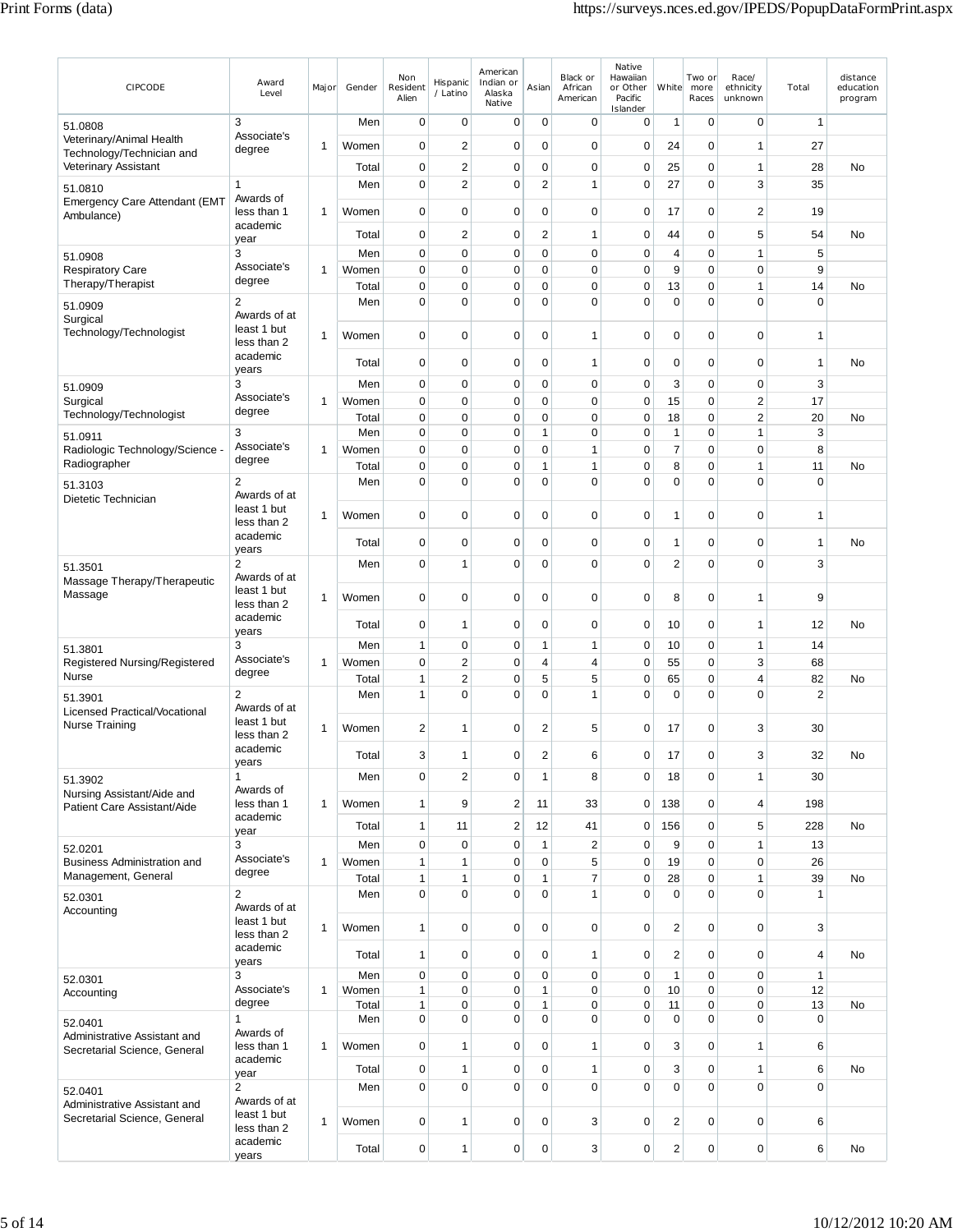| CIPCODE | Award Level | Major | Gender | Non Resident Alien | Hispanic / Latino | American Indian or Alaska Native | Asian | Black or African American | Native Hawaiian or Other Pacific Islander | White | Two or more Races | Race/ ethnicity unknown | Total | distance education program |
|---|---|---|---|---|---|---|---|---|---|---|---|---|---|---|
| 51.0808 Veterinary/Animal Health Technology/Technician and Veterinary Assistant | 3 Associate's degree | 1 | Men | 0 | 0 | 0 | 0 | 0 | 0 | 1 | 0 | 0 | 1 | |
| | | | Women | 0 | 2 | 0 | 0 | 0 | 0 | 24 | 0 | 1 | 27 | |
| | | | Total | 0 | 2 | 0 | 0 | 0 | 0 | 25 | 0 | 1 | 28 | No |
| 51.0810 Emergency Care Attendant (EMT Ambulance) | 1 Awards of less than 1 academic year | 1 | Men | 0 | 2 | 0 | 2 | 1 | 0 | 27 | 0 | 3 | 35 | |
| | | | Women | 0 | 0 | 0 | 0 | 0 | 0 | 17 | 0 | 2 | 19 | |
| | | | Total | 0 | 2 | 0 | 2 | 1 | 0 | 44 | 0 | 5 | 54 | No |
| 51.0908 Respiratory Care Therapy/Therapist | 3 Associate's degree | 1 | Men | 0 | 0 | 0 | 0 | 0 | 0 | 4 | 0 | 1 | 5 | |
| | | | Women | 0 | 0 | 0 | 0 | 0 | 0 | 9 | 0 | 0 | 9 | |
| | | | Total | 0 | 0 | 0 | 0 | 0 | 0 | 13 | 0 | 1 | 14 | No |
| 51.0909 Surgical Technology/Technologist | 2 Awards of at least 1 but less than 2 academic years | 1 | Men | 0 | 0 | 0 | 0 | 0 | 0 | 0 | 0 | 0 | 0 | |
| | | | Women | 0 | 0 | 0 | 0 | 1 | 0 | 0 | 0 | 0 | 1 | |
| | | | Total | 0 | 0 | 0 | 0 | 1 | 0 | 0 | 0 | 0 | 1 | No |
| 51.0909 Surgical Technology/Technologist | 3 Associate's degree | 1 | Men | 0 | 0 | 0 | 0 | 0 | 0 | 3 | 0 | 0 | 3 | |
| | | | Women | 0 | 0 | 0 | 0 | 0 | 0 | 15 | 0 | 2 | 17 | |
| | | | Total | 0 | 0 | 0 | 0 | 0 | 0 | 18 | 0 | 2 | 20 | No |
| 51.0911 Radiologic Technology/Science - Radiographer | 3 Associate's degree | 1 | Men | 0 | 0 | 0 | 1 | 0 | 0 | 1 | 0 | 1 | 3 | |
| | | | Women | 0 | 0 | 0 | 0 | 1 | 0 | 7 | 0 | 0 | 8 | |
| | | | Total | 0 | 0 | 0 | 1 | 1 | 0 | 8 | 0 | 1 | 11 | No |
| 51.3103 Dietetic Technician | 2 Awards of at least 1 but less than 2 academic years | 1 | Men | 0 | 0 | 0 | 0 | 0 | 0 | 0 | 0 | 0 | 0 | |
| | | | Women | 0 | 0 | 0 | 0 | 0 | 0 | 1 | 0 | 0 | 1 | |
| | | | Total | 0 | 0 | 0 | 0 | 0 | 0 | 1 | 0 | 0 | 1 | No |
| 51.3501 Massage Therapy/Therapeutic Massage | 2 Awards of at least 1 but less than 2 academic years | 1 | Men | 0 | 1 | 0 | 0 | 0 | 0 | 2 | 0 | 0 | 3 | |
| | | | Women | 0 | 0 | 0 | 0 | 0 | 0 | 8 | 0 | 1 | 9 | |
| | | | Total | 0 | 1 | 0 | 0 | 0 | 0 | 10 | 0 | 1 | 12 | No |
| 51.3801 Registered Nursing/Registered Nurse | 3 Associate's degree | 1 | Men | 1 | 0 | 0 | 1 | 1 | 0 | 10 | 0 | 1 | 14 | |
| | | | Women | 0 | 2 | 0 | 4 | 4 | 0 | 55 | 0 | 3 | 68 | |
| | | | Total | 1 | 2 | 0 | 5 | 5 | 0 | 65 | 0 | 4 | 82 | No |
| 51.3901 Licensed Practical/Vocational Nurse Training | 2 Awards of at least 1 but less than 2 academic years | 1 | Men | 1 | 0 | 0 | 0 | 1 | 0 | 0 | 0 | 0 | 2 | |
| | | | Women | 2 | 1 | 0 | 2 | 5 | 0 | 17 | 0 | 3 | 30 | |
| | | | Total | 3 | 1 | 0 | 2 | 6 | 0 | 17 | 0 | 3 | 32 | No |
| 51.3902 Nursing Assistant/Aide and Patient Care Assistant/Aide | 1 Awards of less than 1 academic year | 1 | Men | 0 | 2 | 0 | 1 | 8 | 0 | 18 | 0 | 1 | 30 | |
| | | | Women | 1 | 9 | 2 | 11 | 33 | 0 | 138 | 0 | 4 | 198 | |
| | | | Total | 1 | 11 | 2 | 12 | 41 | 0 | 156 | 0 | 5 | 228 | No |
| 52.0201 Business Administration and Management, General | 3 Associate's degree | 1 | Men | 0 | 0 | 0 | 1 | 2 | 0 | 9 | 0 | 1 | 13 | |
| | | | Women | 1 | 1 | 0 | 0 | 5 | 0 | 19 | 0 | 0 | 26 | |
| | | | Total | 1 | 1 | 0 | 1 | 7 | 0 | 28 | 0 | 1 | 39 | No |
| 52.0301 Accounting | 2 Awards of at least 1 but less than 2 academic years | 1 | Men | 0 | 0 | 0 | 0 | 1 | 0 | 0 | 0 | 0 | 1 | |
| | | | Women | 1 | 0 | 0 | 0 | 0 | 0 | 2 | 0 | 0 | 3 | |
| | | | Total | 1 | 0 | 0 | 0 | 1 | 0 | 2 | 0 | 0 | 4 | No |
| 52.0301 Accounting | 3 Associate's degree | 1 | Men | 0 | 0 | 0 | 0 | 0 | 0 | 1 | 0 | 0 | 1 | |
| | | | Women | 1 | 0 | 0 | 1 | 0 | 0 | 10 | 0 | 0 | 12 | |
| | | | Total | 1 | 0 | 0 | 1 | 0 | 0 | 11 | 0 | 0 | 13 | No |
| 52.0401 Administrative Assistant and Secretarial Science, General | 1 Awards of less than 1 academic year | 1 | Men | 0 | 0 | 0 | 0 | 0 | 0 | 0 | 0 | 0 | 0 | |
| | | | Women | 0 | 1 | 0 | 0 | 1 | 0 | 3 | 0 | 1 | 6 | |
| | | | Total | 0 | 1 | 0 | 0 | 1 | 0 | 3 | 0 | 1 | 6 | No |
| 52.0401 Administrative Assistant and Secretarial Science, General | 2 Awards of at least 1 but less than 2 academic years | 1 | Men | 0 | 0 | 0 | 0 | 0 | 0 | 0 | 0 | 0 | 0 | |
| | | | Women | 0 | 1 | 0 | 0 | 3 | 0 | 2 | 0 | 0 | 6 | |
| | | | Total | 0 | 1 | 0 | 0 | 3 | 0 | 2 | 0 | 0 | 6 | No |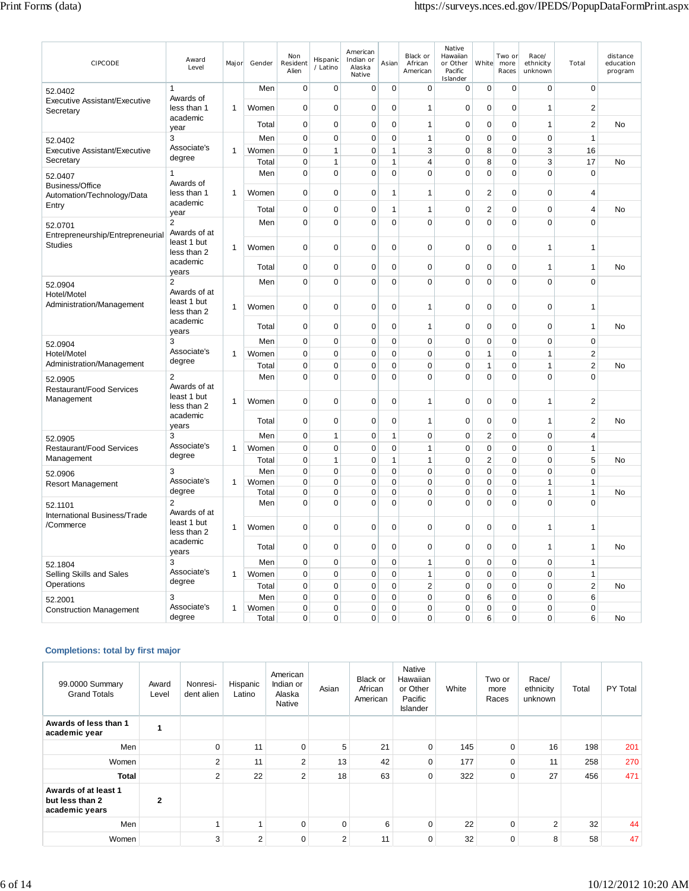| CIPCODE | Award Level | Major | Gender | Non Resident Alien | Hispanic / Latino | American Indian or Alaska Native | Asian | Black or African American | Native Hawaiian or Other Pacific Islander | White | Two or more Races | Race/ ethnicity unknown | Total | distance education program |
|---|---|---|---|---|---|---|---|---|---|---|---|---|---|---|
| 52.0402 Executive Assistant/Executive Secretary | 1 Awards of less than 1 academic year | 1 | Men | 0 | 0 | 0 | 0 | 0 | 0 | 0 | 0 | 0 | 0 | |
| | | | Women | 0 | 0 | 0 | 0 | 1 | 0 | 0 | 0 | 1 | 2 | |
| | | | Total | 0 | 0 | 0 | 0 | 1 | 0 | 0 | 0 | 1 | 2 | No |
| 52.0402 Executive Assistant/Executive Secretary | 3 Associate's degree | 1 | Men | 0 | 0 | 0 | 0 | 1 | 0 | 0 | 0 | 0 | 1 | |
| | | | Women | 0 | 1 | 0 | 1 | 3 | 0 | 8 | 0 | 3 | 16 | |
| | | | Total | 0 | 1 | 0 | 1 | 4 | 0 | 8 | 0 | 3 | 17 | No |
| 52.0407 Business/Office Automation/Technology/Data Entry | 1 Awards of less than 1 academic year | 1 | Men | 0 | 0 | 0 | 0 | 0 | 0 | 0 | 0 | 0 | 0 | |
| | | | Women | 0 | 0 | 0 | 1 | 1 | 0 | 2 | 0 | 0 | 4 | |
| | | | Total | 0 | 0 | 0 | 1 | 1 | 0 | 2 | 0 | 0 | 4 | No |
| 52.0701 Entrepreneurship/Entrepreneurial Studies | 2 Awards of at least 1 but less than 2 academic years | 1 | Men | 0 | 0 | 0 | 0 | 0 | 0 | 0 | 0 | 0 | 0 | |
| | | | Women | 0 | 0 | 0 | 0 | 0 | 0 | 0 | 0 | 1 | 1 | |
| | | | Total | 0 | 0 | 0 | 0 | 0 | 0 | 0 | 0 | 1 | 1 | No |
| 52.0904 Hotel/Motel Administration/Management | 2 Awards of at least 1 but less than 2 academic years | 1 | Men | 0 | 0 | 0 | 0 | 0 | 0 | 0 | 0 | 0 | 0 | |
| | | | Women | 0 | 0 | 0 | 0 | 1 | 0 | 0 | 0 | 0 | 1 | |
| | | | Total | 0 | 0 | 0 | 0 | 1 | 0 | 0 | 0 | 0 | 1 | No |
| 52.0904 Hotel/Motel Administration/Management | 3 Associate's degree | 1 | Men | 0 | 0 | 0 | 0 | 0 | 0 | 0 | 0 | 0 | 0 | |
| | | | Women | 0 | 0 | 0 | 0 | 0 | 0 | 1 | 0 | 1 | 2 | |
| | | | Total | 0 | 0 | 0 | 0 | 0 | 0 | 1 | 0 | 1 | 2 | No |
| 52.0905 Restaurant/Food Services Management | 2 Awards of at least 1 but less than 2 academic years | 1 | Men | 0 | 0 | 0 | 0 | 0 | 0 | 0 | 0 | 0 | 0 | |
| | | | Women | 0 | 0 | 0 | 0 | 1 | 0 | 0 | 0 | 1 | 2 | |
| | | | Total | 0 | 0 | 0 | 0 | 1 | 0 | 0 | 0 | 1 | 2 | No |
| 52.0905 Restaurant/Food Services Management | 3 Associate's degree | 1 | Men | 0 | 1 | 0 | 1 | 0 | 0 | 2 | 0 | 0 | 4 | |
| | | | Women | 0 | 0 | 0 | 0 | 1 | 0 | 0 | 0 | 0 | 1 | |
| | | | Total | 0 | 1 | 0 | 1 | 1 | 0 | 2 | 0 | 0 | 5 | No |
| 52.0906 Resort Management | 3 Associate's degree | 1 | Men | 0 | 0 | 0 | 0 | 0 | 0 | 0 | 0 | 0 | 0 | |
| | | | Women | 0 | 0 | 0 | 0 | 0 | 0 | 0 | 0 | 1 | 1 | |
| | | | Total | 0 | 0 | 0 | 0 | 0 | 0 | 0 | 0 | 1 | 1 | No |
| 52.1101 International Business/Trade /Commerce | 2 Awards of at least 1 but less than 2 academic years | 1 | Men | 0 | 0 | 0 | 0 | 0 | 0 | 0 | 0 | 0 | 0 | |
| | | | Women | 0 | 0 | 0 | 0 | 0 | 0 | 0 | 0 | 1 | 1 | |
| | | | Total | 0 | 0 | 0 | 0 | 0 | 0 | 0 | 0 | 1 | 1 | No |
| 52.1804 Selling Skills and Sales Operations | 3 Associate's degree | 1 | Men | 0 | 0 | 0 | 0 | 1 | 0 | 0 | 0 | 0 | 1 | |
| | | | Women | 0 | 0 | 0 | 0 | 1 | 0 | 0 | 0 | 0 | 1 | |
| | | | Total | 0 | 0 | 0 | 0 | 2 | 0 | 0 | 0 | 0 | 2 | No |
| 52.2001 Construction Management | 3 Associate's degree | 1 | Men | 0 | 0 | 0 | 0 | 0 | 0 | 6 | 0 | 0 | 6 | |
| | | | Women | 0 | 0 | 0 | 0 | 0 | 0 | 0 | 0 | 0 | 0 | |
| | | | Total | 0 | 0 | 0 | 0 | 0 | 0 | 6 | 0 | 0 | 6 | No |

### Completions: total by first major

| 99.0000 Summary Grand Totals | Award Level | Nonresident alien | Hispanic Latino | American Indian or Alaska Native | Asian | Black or African American | Native Hawaiian or Other Pacific Islander | White | Two or more Races | Race/ ethnicity unknown | Total | PY Total |
|---|---|---|---|---|---|---|---|---|---|---|---|---|
| **Awards of less than 1 academic year** | **1** | | | | | | | | | | | |
| Men | | 0 | 11 | 0 | 5 | 21 | 0 | 145 | 0 | 16 | 198 | 201 |
| Women | | 2 | 11 | 2 | 13 | 42 | 0 | 177 | 0 | 11 | 258 | 270 |
| **Total** | | 2 | 22 | 2 | 18 | 63 | 0 | 322 | 0 | 27 | 456 | 471 |
| **Awards of at least 1 but less than 2 academic years** | **2** | | | | | | | | | | | |
| Men | | 1 | 1 | 0 | 0 | 6 | 0 | 22 | 0 | 2 | 32 | 44 |
| Women | | 3 | 2 | 0 | 2 | 11 | 0 | 32 | 0 | 8 | 58 | 47 |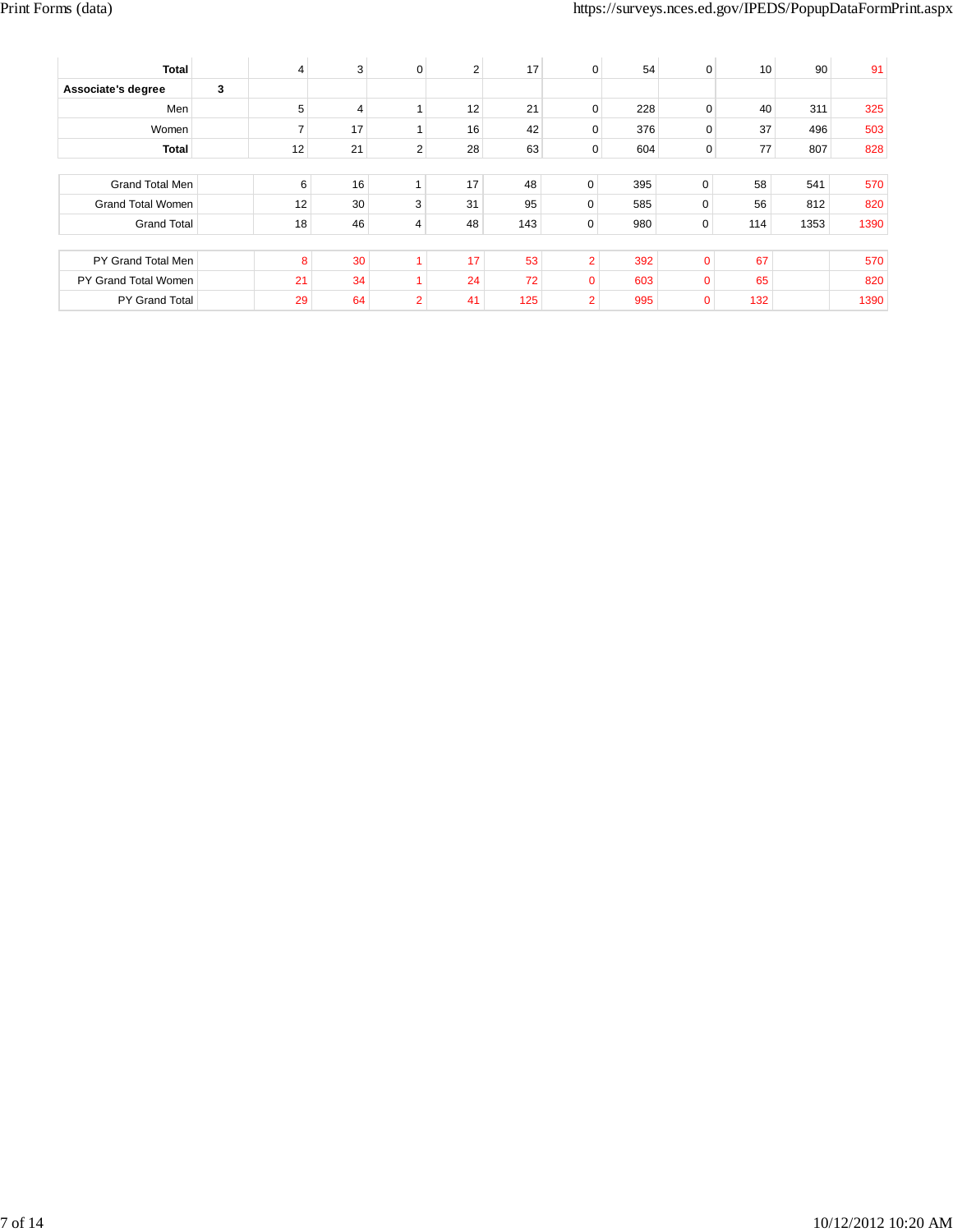| | | | | | | | | | | | | |
|---|---|---|---|---|---|---|---|---|---|---|---|---|
| **Total** | | 4 | 3 | 0 | 2 | 17 | 0 | 54 | 0 | 10 | 90 | 91 |
| **Associate's degree** | **3** | | | | | | | | | | | |
| Men | | 5 | 4 | 1 | 12 | 21 | 0 | 228 | 0 | 40 | 311 | 325 |
| Women | | 7 | 17 | 1 | 16 | 42 | 0 | 376 | 0 | 37 | 496 | 503 |
| **Total** | | 12 | 21 | 2 | 28 | 63 | 0 | 604 | 0 | 77 | 807 | 828 |

| | | | | | | | | | | | | |
|---|---|---|---|---|---|---|---|---|---|---|---|---|
| Grand Total Men | | 6 | 16 | 1 | 17 | 48 | 0 | 395 | 0 | 58 | 541 | 570 |
| Grand Total Women | | 12 | 30 | 3 | 31 | 95 | 0 | 585 | 0 | 56 | 812 | 820 |
| Grand Total | | 18 | 46 | 4 | 48 | 143 | 0 | 980 | 0 | 114 | 1353 | 1390 |

| | | | | | | | | | | | | |
|---|---|---|---|---|---|---|---|---|---|---|---|---|
| PY Grand Total Men | | 8 | 30 | 1 | 17 | 53 | 2 | 392 | 0 | 67 | | 570 |
| PY Grand Total Women | | 21 | 34 | 1 | 24 | 72 | 0 | 603 | 0 | 65 | | 820 |
| PY Grand Total | | 29 | 64 | 2 | 41 | 125 | 2 | 995 | 0 | 132 | | 1390 |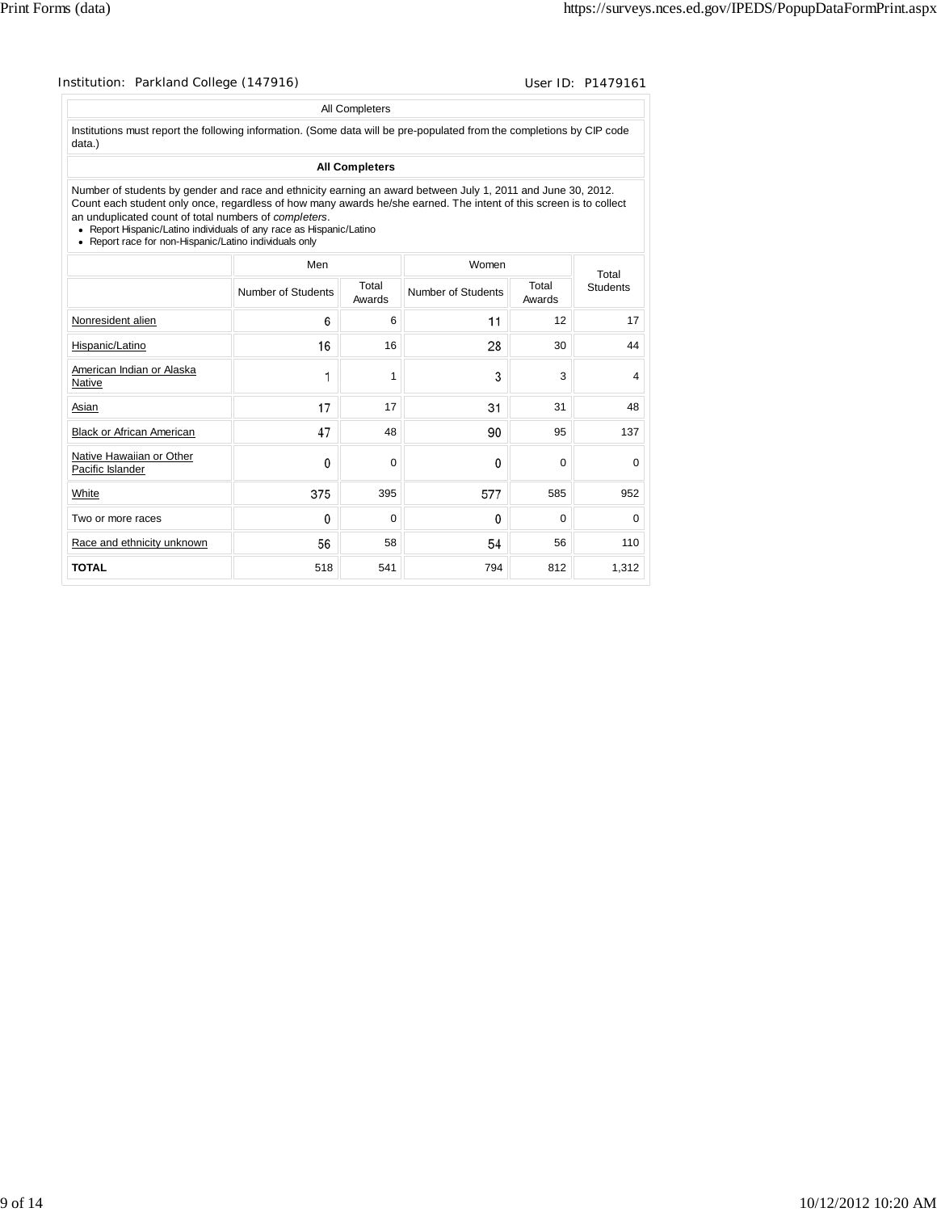Institution: Parkland College (147916) User ID: P1479161

All Completers

Institutions must report the following information. (Some data will be pre-populated from the completions by CIP code data.)

**All Completers**

Number of students by gender and race and ethnicity earning an award between July 1, 2011 and June 30, 2012. Count each student only once, regardless of how many awards he/she earned. The intent of this screen is to collect an unduplicated count of total numbers of *completers*.

- Report Hispanic/Latino individuals of any race as Hispanic/Latino
- Report race for non-Hispanic/Latino individuals only

| | Men | | Women | | Total Students |
|---|---|---|---|---|---|
| | Number of Students | Total Awards | Number of Students | Total Awards | |
| Nonresident alien | 6 | 6 | 11 | 12 | 17 |
| Hispanic/Latino | 16 | 16 | 28 | 30 | 44 |
| American Indian or Alaska Native | 1 | 1 | 3 | 3 | 4 |
| Asian | 17 | 17 | 31 | 31 | 48 |
| Black or African American | 47 | 48 | 90 | 95 | 137 |
| Native Hawaiian or Other Pacific Islander | 0 | 0 | 0 | 0 | 0 |
| White | 375 | 395 | 577 | 585 | 952 |
| Two or more races | 0 | 0 | 0 | 0 | 0 |
| Race and ethnicity unknown | 56 | 58 | 54 | 56 | 110 |
| **TOTAL** | 518 | 541 | 794 | 812 | 1,312 |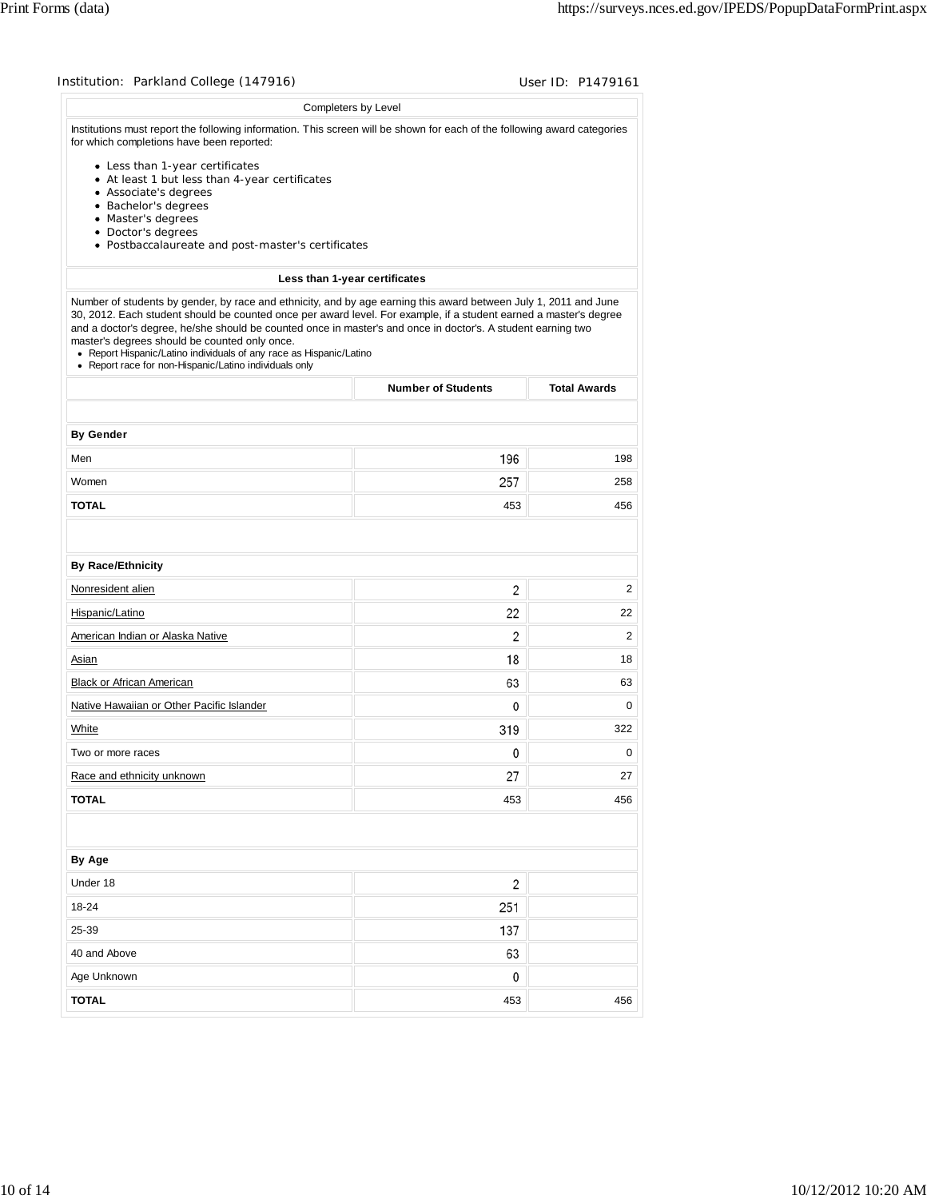Institution: Parkland College (147916) User ID: P1479161

## Completers by Level

Institutions must report the following information. This screen will be shown for each of the following award categories for which completions have been reported:

- Less than 1-year certificates
- At least 1 but less than 4-year certificates
- Associate's degrees
- Bachelor's degrees
- Master's degrees
- Doctor's degrees
- Postbaccalaureate and post-master's certificates

### Less than 1-year certificates

Number of students by gender, by race and ethnicity, and by age earning this award between July 1, 2011 and June 30, 2012. Each student should be counted once per award level. For example, if a student earned a master's degree and a doctor's degree, he/she should be counted once in master's and once in doctor's. A student earning two master's degrees should be counted only once.

- Report Hispanic/Latino individuals of any race as Hispanic/Latino
- Report race for non-Hispanic/Latino individuals only

| | Number of Students | Total Awards |
|---|---|---|
| **By Gender** | | |
| Men | 196 | 198 |
| Women | 257 | 258 |
| **TOTAL** | 453 | 456 |
| **By Race/Ethnicity** | | |
| Nonresident alien | 2 | 2 |
| Hispanic/Latino | 22 | 22 |
| American Indian or Alaska Native | 2 | 2 |
| Asian | 18 | 18 |
| Black or African American | 63 | 63 |
| Native Hawaiian or Other Pacific Islander | 0 | 0 |
| White | 319 | 322 |
| Two or more races | 0 | 0 |
| Race and ethnicity unknown | 27 | 27 |
| **TOTAL** | 453 | 456 |
| **By Age** | | |
| Under 18 | 2 | |
| 18-24 | 251 | |
| 25-39 | 137 | |
| 40 and Above | 63 | |
| Age Unknown | 0 | |
| **TOTAL** | 453 | 456 |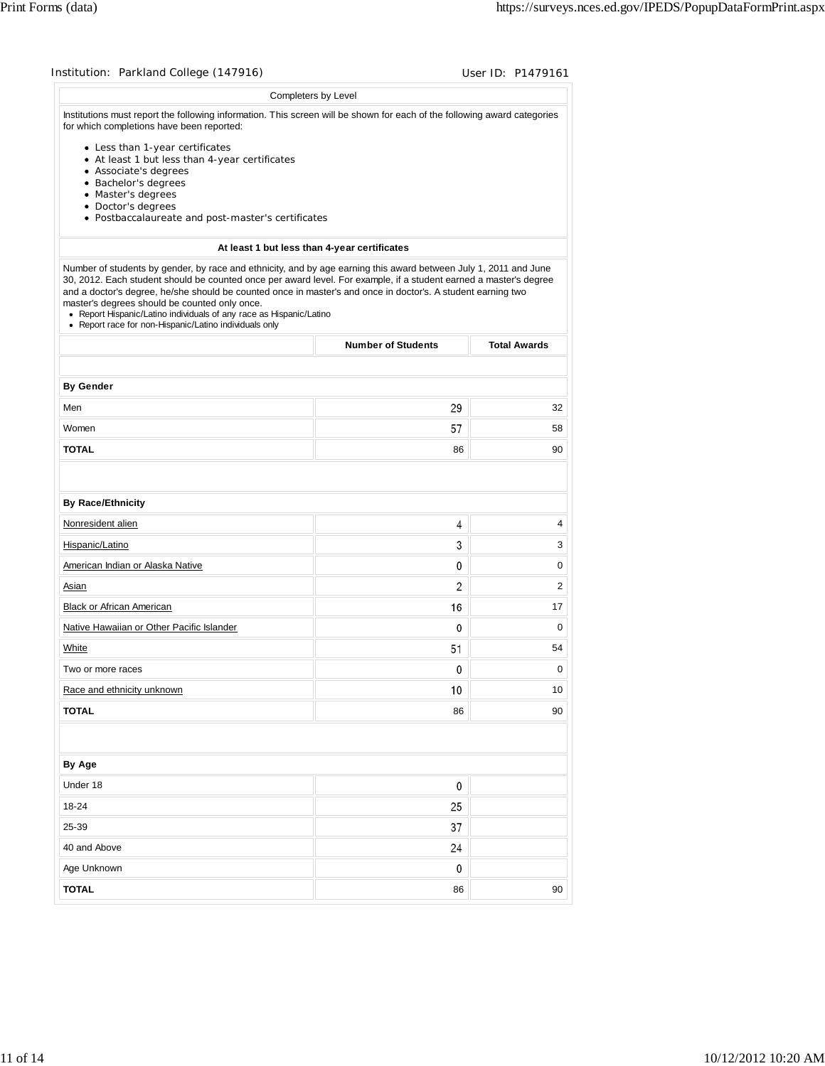Institution: Parkland College (147916) User ID: P1479161

Completers by Level

Institutions must report the following information. This screen will be shown for each of the following award categories for which completions have been reported:

- Less than 1-year certificates
- At least 1 but less than 4-year certificates
- Associate's degrees
- Bachelor's degrees
- Master's degrees
- Doctor's degrees
- Postbaccalaureate and post-master's certificates

**At least 1 but less than 4-year certificates**

Number of students by gender, by race and ethnicity, and by age earning this award between July 1, 2011 and June 30, 2012. Each student should be counted once per award level. For example, if a student earned a master's degree and a doctor's degree, he/she should be counted once in master's and once in doctor's. A student earning two master's degrees should be counted only once.

- Report Hispanic/Latino individuals of any race as Hispanic/Latino
- Report race for non-Hispanic/Latino individuals only

| | Number of Students | Total Awards |
|---|---|---|
| **By Gender** | | |
| Men | 29 | 32 |
| Women | 57 | 58 |
| **TOTAL** | 86 | 90 |
| **By Race/Ethnicity** | | |
| Nonresident alien | 4 | 4 |
| Hispanic/Latino | 3 | 3 |
| American Indian or Alaska Native | 0 | 0 |
| Asian | 2 | 2 |
| Black or African American | 16 | 17 |
| Native Hawaiian or Other Pacific Islander | 0 | 0 |
| White | 51 | 54 |
| Two or more races | 0 | 0 |
| Race and ethnicity unknown | 10 | 10 |
| **TOTAL** | 86 | 90 |
| **By Age** | | |
| Under 18 | 0 | |
| 18-24 | 25 | |
| 25-39 | 37 | |
| 40 and Above | 24 | |
| Age Unknown | 0 | |
| **TOTAL** | 86 | 90 |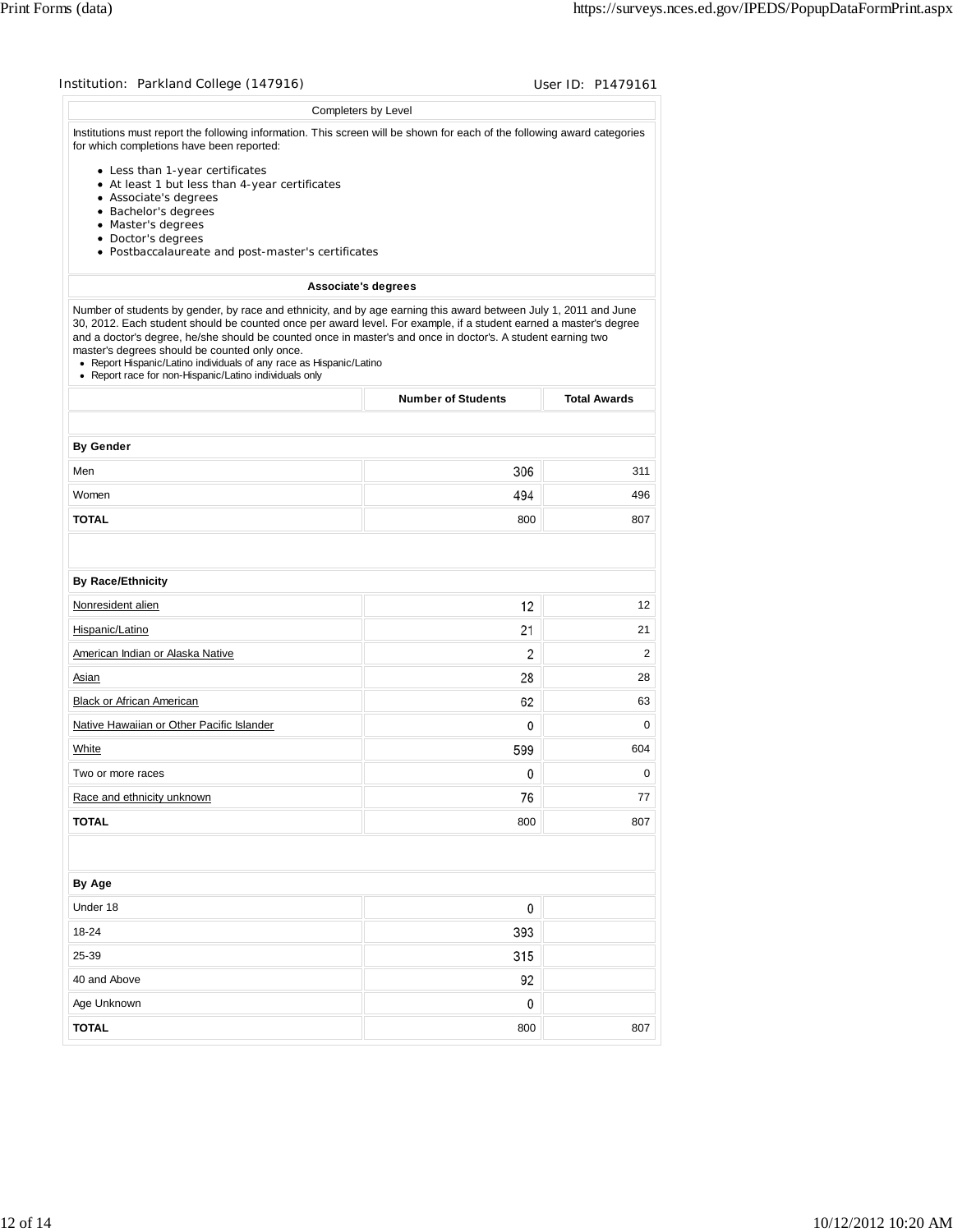Institution: Parkland College (147916) User ID: P1479161

## Completers by Level

Institutions must report the following information. This screen will be shown for each of the following award categories for which completions have been reported:

- Less than 1-year certificates
- At least 1 but less than 4-year certificates
- Associate's degrees
- Bachelor's degrees
- Master's degrees
- Doctor's degrees
- Postbaccalaureate and post-master's certificates

### Associate's degrees

Number of students by gender, by race and ethnicity, and by age earning this award between July 1, 2011 and June 30, 2012. Each student should be counted once per award level. For example, if a student earned a master's degree and a doctor's degree, he/she should be counted once in master's and once in doctor's. A student earning two master's degrees should be counted only once.

- Report Hispanic/Latino individuals of any race as Hispanic/Latino
- Report race for non-Hispanic/Latino individuals only

| | Number of Students | Total Awards |
|---|---|---|
| **By Gender** | | |
| Men | 306 | 311 |
| Women | 494 | 496 |
| **TOTAL** | 800 | 807 |
| **By Race/Ethnicity** | | |
| Nonresident alien | 12 | 12 |
| Hispanic/Latino | 21 | 21 |
| American Indian or Alaska Native | 2 | 2 |
| Asian | 28 | 28 |
| Black or African American | 62 | 63 |
| Native Hawaiian or Other Pacific Islander | 0 | 0 |
| White | 599 | 604 |
| Two or more races | 0 | 0 |
| Race and ethnicity unknown | 76 | 77 |
| **TOTAL** | 800 | 807 |
| **By Age** | | |
| Under 18 | 0 | |
| 18-24 | 393 | |
| 25-39 | 315 | |
| 40 and Above | 92 | |
| Age Unknown | 0 | |
| **TOTAL** | 800 | 807 |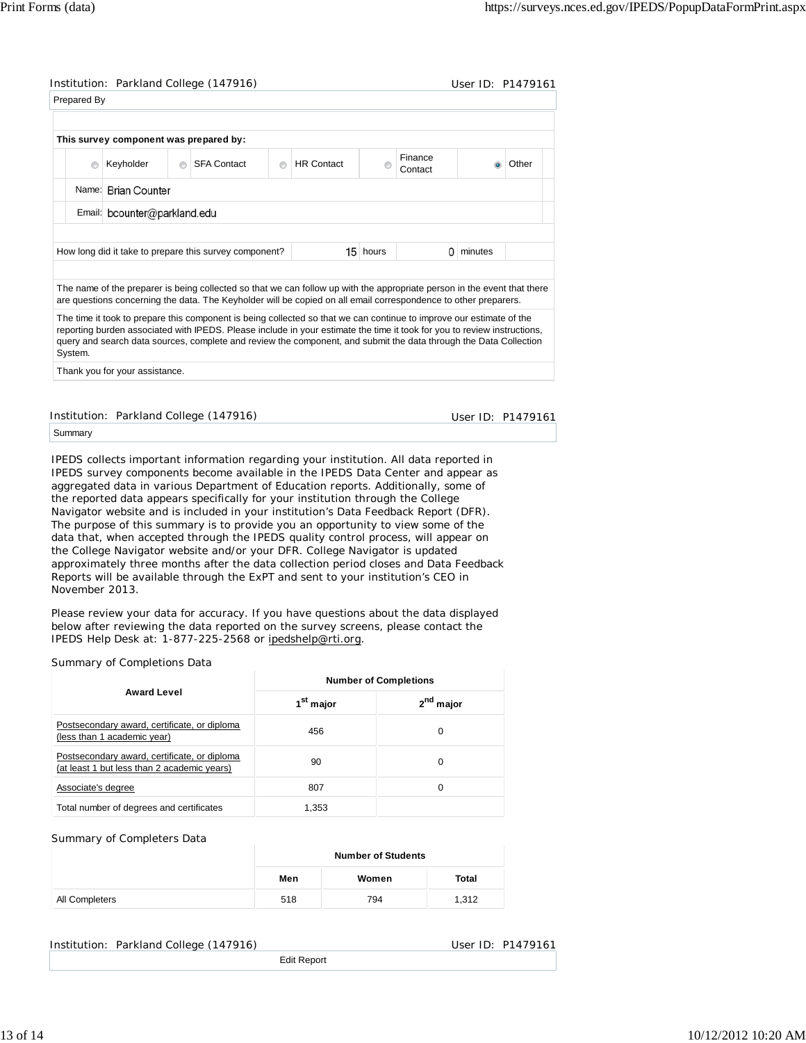Institution: Parkland College (147916) User ID: P1479161

## Prepared By

**This survey component was prepared by:**

| | | | | |
|---|---|---|---|---|
| ○ Keyholder | ○ SFA Contact | ○ HR Contact | ○ Finance Contact | ● Other |

Name: Brian Counter

Email: bcounter@parkland.edu

| How long did it take to prepare this survey component? | 15 hours | 0 minutes |
|---|---|---|

The name of the preparer is being collected so that we can follow up with the appropriate person in the event that there are questions concerning the data. The Keyholder will be copied on all email correspondence to other preparers.

The time it took to prepare this component is being collected so that we can continue to improve our estimate of the reporting burden associated with IPEDS. Please include in your estimate the time it took for you to review instructions, query and search data sources, complete and review the component, and submit the data through the Data Collection System.

Thank you for your assistance.

Institution: Parkland College (147916) User ID: P1479161

## Summary

IPEDS collects important information regarding your institution. All data reported in IPEDS survey components become available in the IPEDS Data Center and appear as aggregated data in various Department of Education reports. Additionally, some of the reported data appears specifically for your institution through the College Navigator website and is included in your institution's Data Feedback Report (DFR). The purpose of this summary is to provide you an opportunity to view some of the data that, when accepted through the IPEDS quality control process, will appear on the College Navigator website and/or your DFR. College Navigator is updated approximately three months after the data collection period closes and Data Feedback Reports will be available through the ExPT and sent to your institution's CEO in November 2013.

Please review your data for accuracy. If you have questions about the data displayed below after reviewing the data reported on the survey screens, please contact the IPEDS Help Desk at: 1-877-225-2568 or ipedshelp@rti.org.

### Summary of Completions Data

| Award Level | Number of Completions | |
|---|---|---|
| | 1st major | 2nd major |
| Postsecondary award, certificate, or diploma (less than 1 academic year) | 456 | 0 |
| Postsecondary award, certificate, or diploma (at least 1 but less than 2 academic years) | 90 | 0 |
| Associate's degree | 807 | 0 |
| Total number of degrees and certificates | 1,353 | |

### Summary of Completers Data

| | Number of Students | | |
|---|---|---|---|
| | Men | Women | Total |
| All Completers | 518 | 794 | 1,312 |

Institution: Parkland College (147916) User ID: P1479161

Edit Report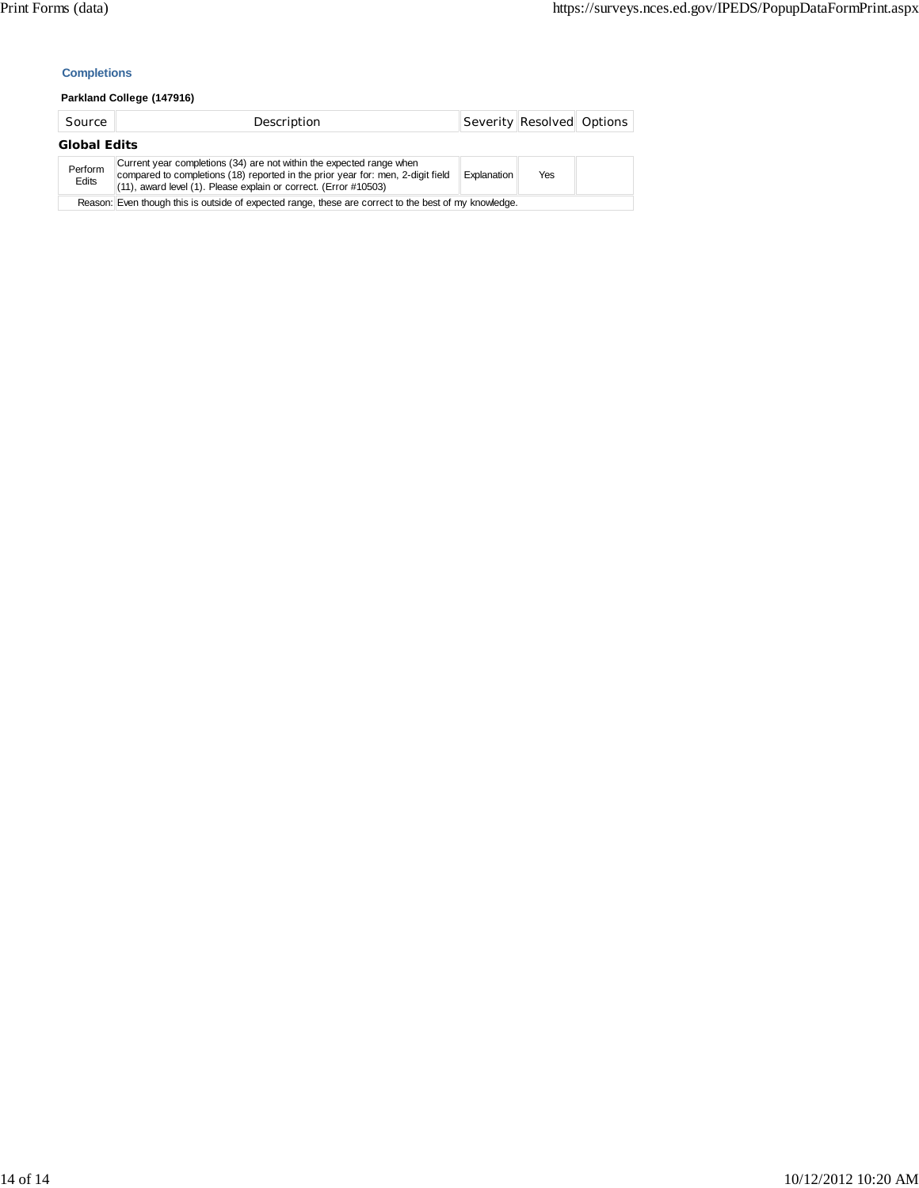### Completions

**Parkland College (147916)**

| Source | Description | Severity | Resolved | Options |
|---|---|---|---|---|
| **Global Edits** | | | | |
| Perform Edits | Current year completions (34) are not within the expected range when compared to completions (18) reported in the prior year for: men, 2-digit field (11), award level (1). Please explain or correct. (Error #10503) | Explanation | Yes | |
| Reason: | Even though this is outside of expected range, these are correct to the best of my knowledge. | | | |